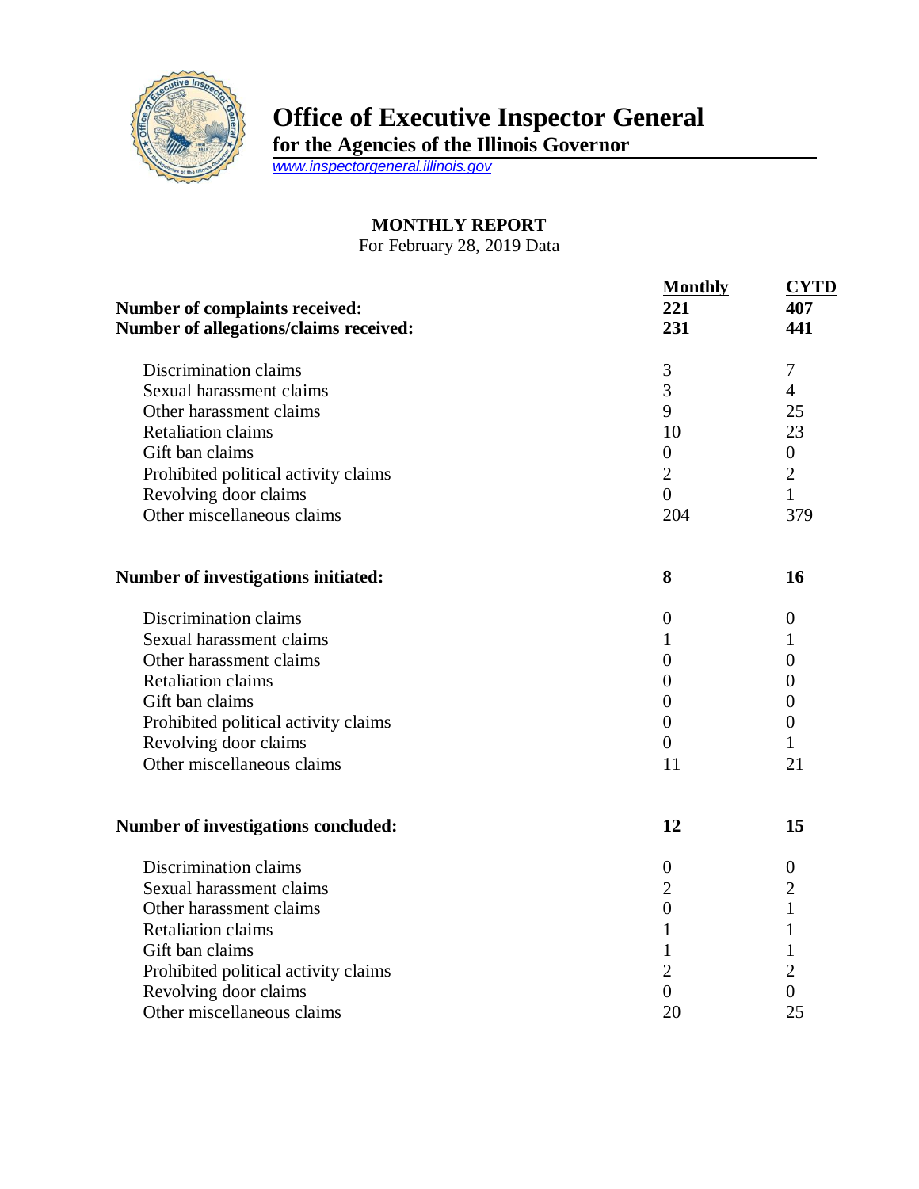# Office of Executive Inspector General

**for the Agencies of the Illinois Governor**

www.inspectorgeneral.illinois.gov

## MONTHLY REPORT

For February 28, 2019 Data

| | Monthly | CYTD |
|---|---|---|
| **Number of complaints received:** | **221** | **407** |
| **Number of allegations/claims received:** | **231** | **441** |
| Discrimination claims | 3 | 7 |
| Sexual harassment claims | 3 | 4 |
| Other harassment claims | 9 | 25 |
| Retaliation claims | 10 | 23 |
| Gift ban claims | 0 | 0 |
| Prohibited political activity claims | 2 | 2 |
| Revolving door claims | 0 | 1 |
| Other miscellaneous claims | 204 | 379 |
| **Number of investigations initiated:** | **8** | **16** |
| Discrimination claims | 0 | 0 |
| Sexual harassment claims | 1 | 1 |
| Other harassment claims | 0 | 0 |
| Retaliation claims | 0 | 0 |
| Gift ban claims | 0 | 0 |
| Prohibited political activity claims | 0 | 0 |
| Revolving door claims | 0 | 1 |
| Other miscellaneous claims | 11 | 21 |
| **Number of investigations concluded:** | **12** | **15** |
| Discrimination claims | 0 | 0 |
| Sexual harassment claims | 2 | 2 |
| Other harassment claims | 0 | 1 |
| Retaliation claims | 1 | 1 |
| Gift ban claims | 1 | 1 |
| Prohibited political activity claims | 2 | 2 |
| Revolving door claims | 0 | 0 |
| Other miscellaneous claims | 20 | 25 |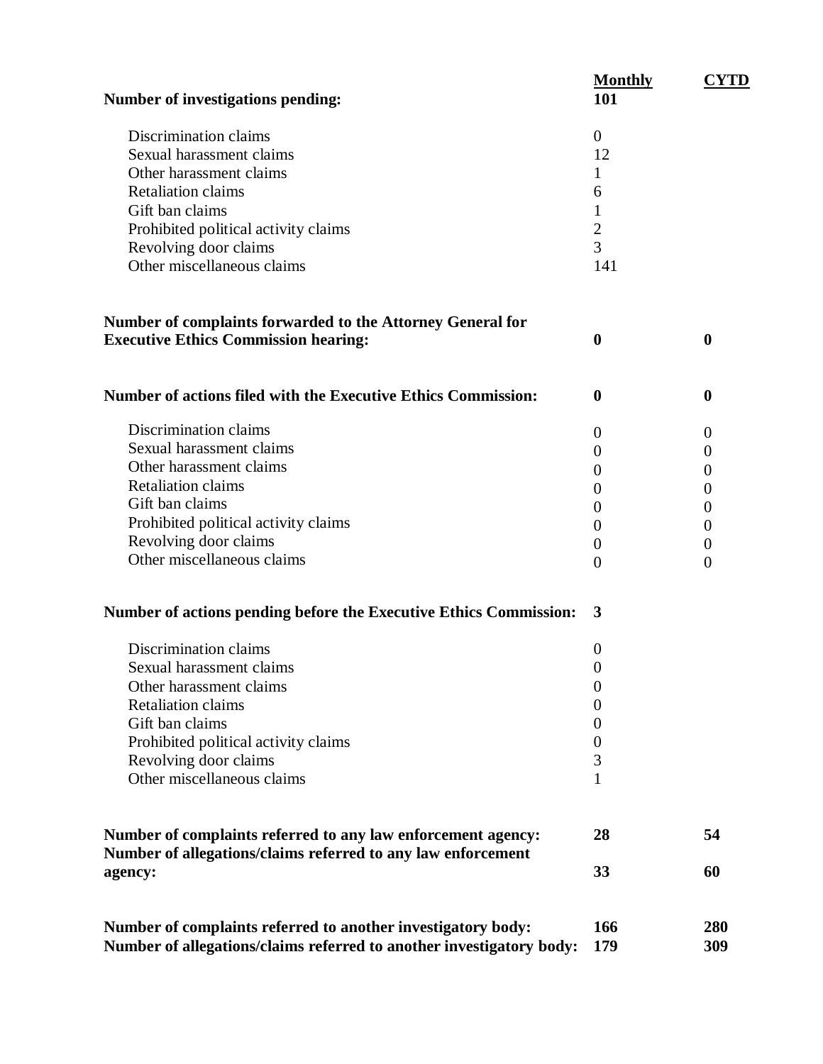| | Monthly | CYTD |
|---|---|---|
| **Number of investigations pending:** | **101** | |
| Discrimination claims | 0 | |
| Sexual harassment claims | 12 | |
| Other harassment claims | 1 | |
| Retaliation claims | 6 | |
| Gift ban claims | 1 | |
| Prohibited political activity claims | 2 | |
| Revolving door claims | 3 | |
| Other miscellaneous claims | 141 | |
| **Number of complaints forwarded to the Attorney General for Executive Ethics Commission hearing:** | **0** | **0** |
| **Number of actions filed with the Executive Ethics Commission:** | **0** | **0** |
| Discrimination claims | 0 | 0 |
| Sexual harassment claims | 0 | 0 |
| Other harassment claims | 0 | 0 |
| Retaliation claims | 0 | 0 |
| Gift ban claims | 0 | 0 |
| Prohibited political activity claims | 0 | 0 |
| Revolving door claims | 0 | 0 |
| Other miscellaneous claims | 0 | 0 |
| **Number of actions pending before the Executive Ethics Commission:** | **3** | |
| Discrimination claims | 0 | |
| Sexual harassment claims | 0 | |
| Other harassment claims | 0 | |
| Retaliation claims | 0 | |
| Gift ban claims | 0 | |
| Prohibited political activity claims | 0 | |
| Revolving door claims | 3 | |
| Other miscellaneous claims | 1 | |
| **Number of complaints referred to any law enforcement agency:** | **28** | **54** |
| **Number of allegations/claims referred to any law enforcement agency:** | **33** | **60** |
| **Number of complaints referred to another investigatory body:** | **166** | **280** |
| **Number of allegations/claims referred to another investigatory body:** | **179** | **309** |